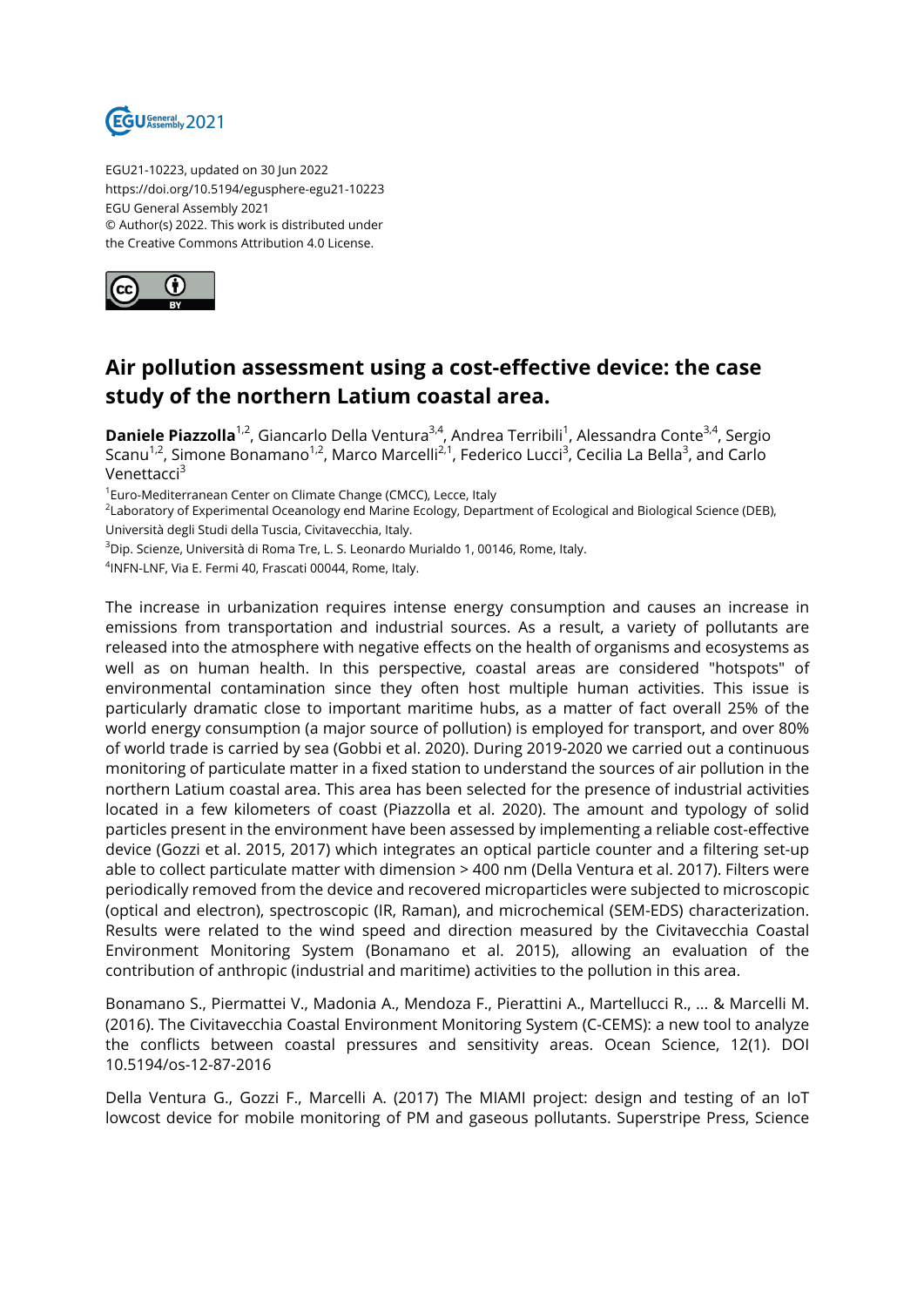EGU21-10223, updated on 30 Jun 2022
https://doi.org/10.5194/egusphere-egu21-10223
EGU General Assembly 2021
© Author(s) 2022. This work is distributed under
the Creative Commons Attribution 4.0 License.

# Air pollution assessment using a cost-effective device: the case study of the northern Latium coastal area.

**Daniele Piazzolla**[1,2], Giancarlo Della Ventura[3,4], Andrea Terribili[1], Alessandra Conte[3,4], Sergio Scanu[1,2], Simone Bonamano[1,2], Marco Marcelli[2,1], Federico Lucci[3], Cecilia La Bella[3], and Carlo Venettacci[3]

[1]Euro-Mediterranean Center on Climate Change (CMCC), Lecce, Italy
[2]Laboratory of Experimental Oceanology end Marine Ecology, Department of Ecological and Biological Science (DEB), Università degli Studi della Tuscia, Civitavecchia, Italy.
[3]Dip. Scienze, Università di Roma Tre, L. S. Leonardo Murialdo 1, 00146, Rome, Italy.
[4]INFN-LNF, Via E. Fermi 40, Frascati 00044, Rome, Italy.

The increase in urbanization requires intense energy consumption and causes an increase in emissions from transportation and industrial sources. As a result, a variety of pollutants are released into the atmosphere with negative effects on the health of organisms and ecosystems as well as on human health. In this perspective, coastal areas are considered "hotspots" of environmental contamination since they often host multiple human activities. This issue is particularly dramatic close to important maritime hubs, as a matter of fact overall 25% of the world energy consumption (a major source of pollution) is employed for transport, and over 80% of world trade is carried by sea (Gobbi et al. 2020). During 2019-2020 we carried out a continuous monitoring of particulate matter in a fixed station to understand the sources of air pollution in the northern Latium coastal area. This area has been selected for the presence of industrial activities located in a few kilometers of coast (Piazzolla et al. 2020). The amount and typology of solid particles present in the environment have been assessed by implementing a reliable cost-effective device (Gozzi et al. 2015, 2017) which integrates an optical particle counter and a filtering set-up able to collect particulate matter with dimension > 400 nm (Della Ventura et al. 2017). Filters were periodically removed from the device and recovered microparticles were subjected to microscopic (optical and electron), spectroscopic (IR, Raman), and microchemical (SEM-EDS) characterization. Results were related to the wind speed and direction measured by the Civitavecchia Coastal Environment Monitoring System (Bonamano et al. 2015), allowing an evaluation of the contribution of anthropic (industrial and maritime) activities to the pollution in this area.

Bonamano S., Piermattei V., Madonia A., Mendoza F., Pierattini A., Martellucci R., ... & Marcelli M. (2016). The Civitavecchia Coastal Environment Monitoring System (C-CEMS): a new tool to analyze the conflicts between coastal pressures and sensitivity areas. Ocean Science, 12(1). DOI 10.5194/os-12-87-2016

Della Ventura G., Gozzi F., Marcelli A. (2017) The MIAMI project: design and testing of an IoT lowcost device for mobile monitoring of PM and gaseous pollutants. Superstripe Press, Science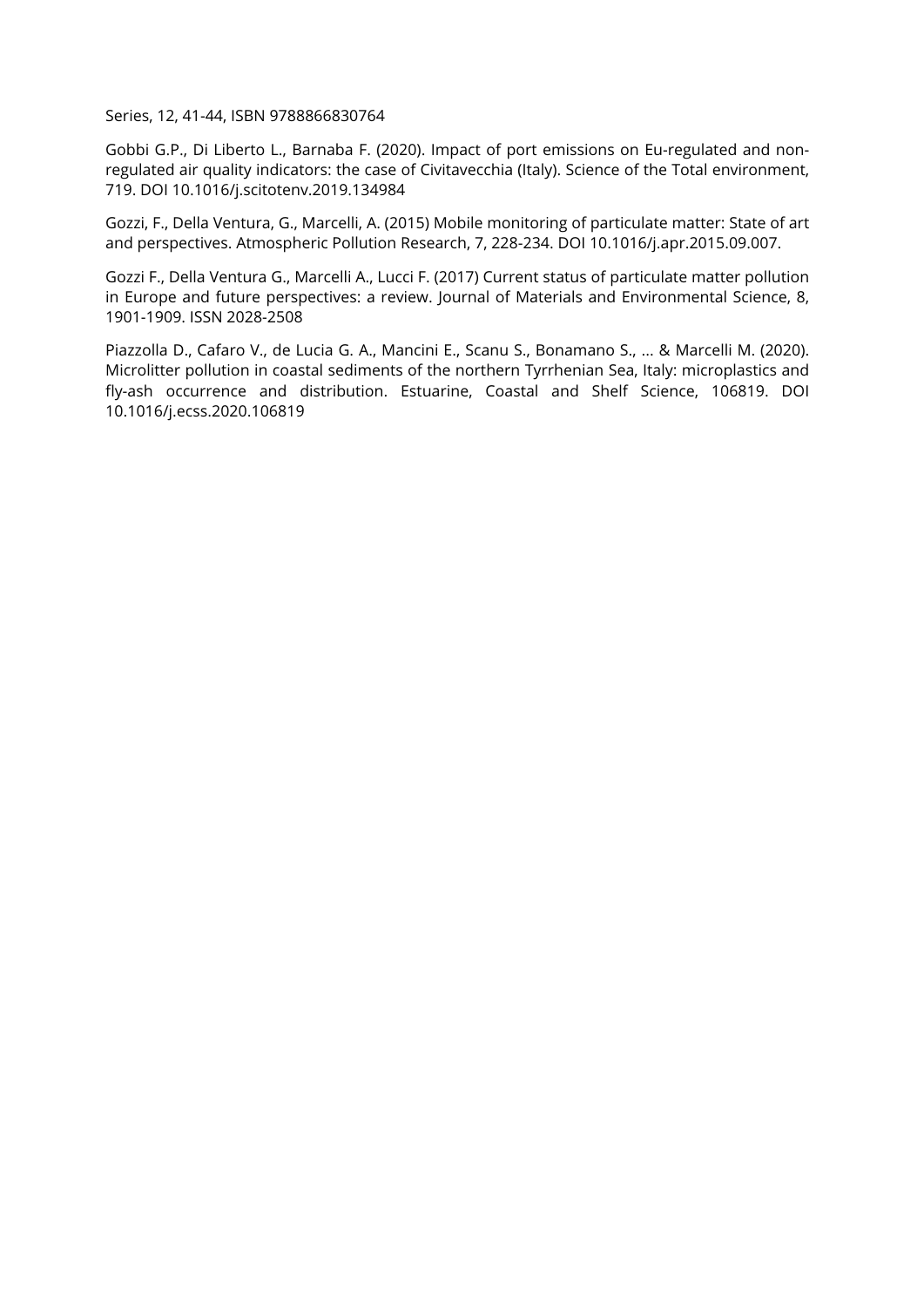Series, 12, 41-44, ISBN 9788866830764

Gobbi G.P., Di Liberto L., Barnaba F. (2020). Impact of port emissions on Eu-regulated and non-regulated air quality indicators: the case of Civitavecchia (Italy). Science of the Total environment, 719. DOI 10.1016/j.scitotenv.2019.134984

Gozzi, F., Della Ventura, G., Marcelli, A. (2015) Mobile monitoring of particulate matter: State of art and perspectives. Atmospheric Pollution Research, 7, 228-234. DOI 10.1016/j.apr.2015.09.007.

Gozzi F., Della Ventura G., Marcelli A., Lucci F. (2017) Current status of particulate matter pollution in Europe and future perspectives: a review. Journal of Materials and Environmental Science, 8, 1901-1909. ISSN 2028-2508

Piazzolla D., Cafaro V., de Lucia G. A., Mancini E., Scanu S., Bonamano S., ... & Marcelli M. (2020). Microlitter pollution in coastal sediments of the northern Tyrrhenian Sea, Italy: microplastics and fly-ash occurrence and distribution. Estuarine, Coastal and Shelf Science, 106819. DOI 10.1016/j.ecss.2020.106819